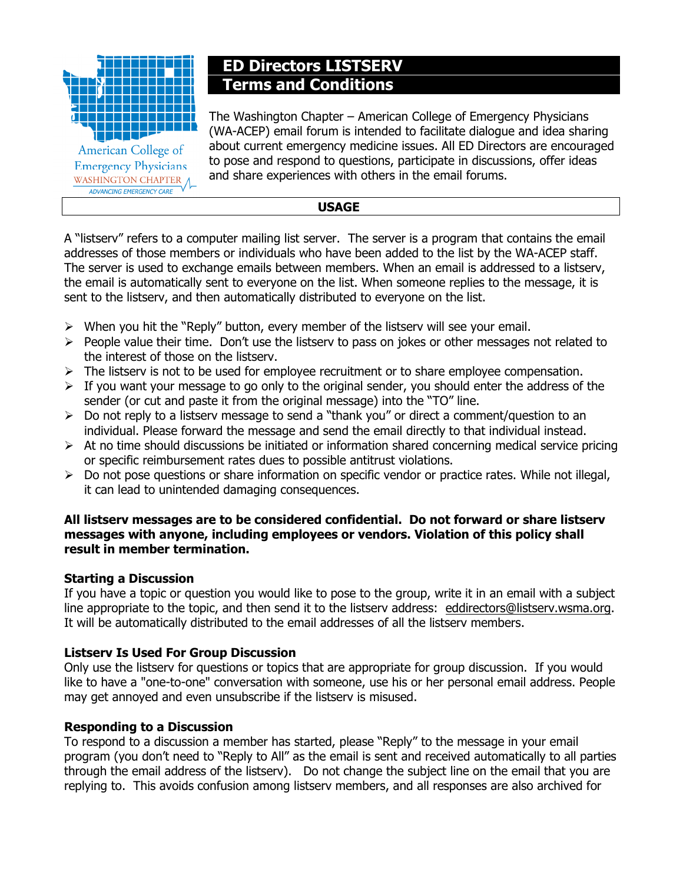# ED Directors LISTSERV
# Terms and Conditions

The Washington Chapter – American College of Emergency Physicians (WA-ACEP) email forum is intended to facilitate dialogue and idea sharing about current emergency medicine issues. All ED Directors are encouraged to pose and respond to questions, participate in discussions, offer ideas and share experiences with others in the email forums.

## USAGE

A "listserv" refers to a computer mailing list server. The server is a program that contains the email addresses of those members or individuals who have been added to the list by the WA-ACEP staff. The server is used to exchange emails between members. When an email is addressed to a listserv, the email is automatically sent to everyone on the list. When someone replies to the message, it is sent to the listserv, and then automatically distributed to everyone on the list.

- When you hit the "Reply" button, every member of the listserv will see your email.
- People value their time. Don't use the listserv to pass on jokes or other messages not related to the interest of those on the listserv.
- The listserv is not to be used for employee recruitment or to share employee compensation.
- If you want your message to go only to the original sender, you should enter the address of the sender (or cut and paste it from the original message) into the "TO" line.
- Do not reply to a listserv message to send a "thank you" or direct a comment/question to an individual. Please forward the message and send the email directly to that individual instead.
- At no time should discussions be initiated or information shared concerning medical service pricing or specific reimbursement rates dues to possible antitrust violations.
- Do not pose questions or share information on specific vendor or practice rates. While not illegal, it can lead to unintended damaging consequences.

**All listserv messages are to be considered confidential. Do not forward or share listserv messages with anyone, including employees or vendors. Violation of this policy shall result in member termination.**

### Starting a Discussion

If you have a topic or question you would like to pose to the group, write it in an email with a subject line appropriate to the topic, and then send it to the listserv address: eddirectors@listserv.wsma.org. It will be automatically distributed to the email addresses of all the listserv members.

### Listserv Is Used For Group Discussion

Only use the listserv for questions or topics that are appropriate for group discussion. If you would like to have a "one-to-one" conversation with someone, use his or her personal email address. People may get annoyed and even unsubscribe if the listserv is misused.

### Responding to a Discussion

To respond to a discussion a member has started, please "Reply" to the message in your email program (you don't need to "Reply to All" as the email is sent and received automatically to all parties through the email address of the listserv). Do not change the subject line on the email that you are replying to. This avoids confusion among listserv members, and all responses are also archived for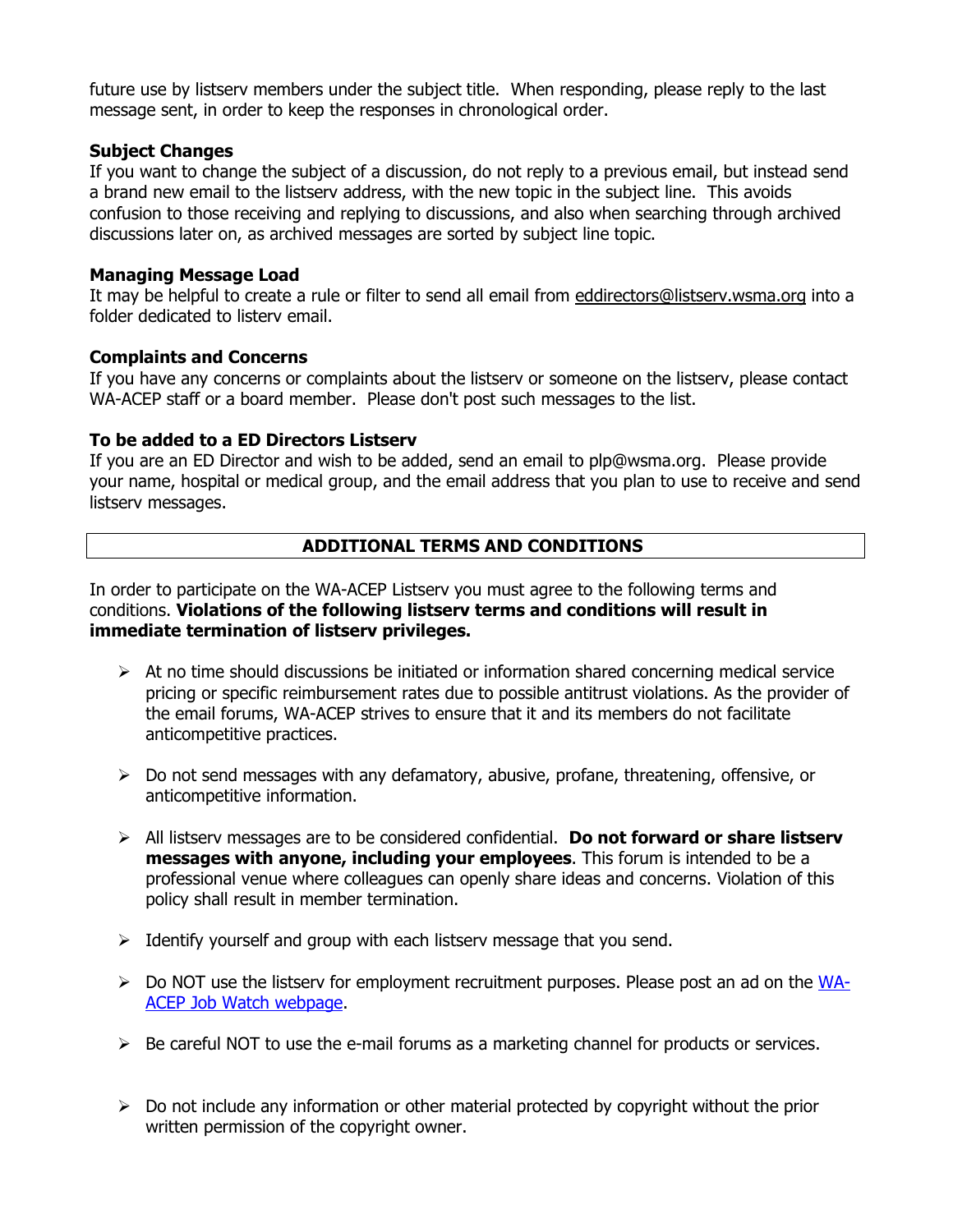future use by listserv members under the subject title. When responding, please reply to the last message sent, in order to keep the responses in chronological order.

**Subject Changes**
If you want to change the subject of a discussion, do not reply to a previous email, but instead send a brand new email to the listserv address, with the new topic in the subject line. This avoids confusion to those receiving and replying to discussions, and also when searching through archived discussions later on, as archived messages are sorted by subject line topic.

**Managing Message Load**
It may be helpful to create a rule or filter to send all email from eddirectors@listserv.wsma.org into a folder dedicated to listerv email.

**Complaints and Concerns**
If you have any concerns or complaints about the listserv or someone on the listserv, please contact WA-ACEP staff or a board member. Please don't post such messages to the list.

**To be added to a ED Directors Listserv**
If you are an ED Director and wish to be added, send an email to plp@wsma.org. Please provide your name, hospital or medical group, and the email address that you plan to use to receive and send listserv messages.

## ADDITIONAL TERMS AND CONDITIONS

In order to participate on the WA-ACEP Listserv you must agree to the following terms and conditions. **Violations of the following listserv terms and conditions will result in immediate termination of listserv privileges.**

- At no time should discussions be initiated or information shared concerning medical service pricing or specific reimbursement rates due to possible antitrust violations. As the provider of the email forums, WA-ACEP strives to ensure that it and its members do not facilitate anticompetitive practices.
- Do not send messages with any defamatory, abusive, profane, threatening, offensive, or anticompetitive information.
- All listserv messages are to be considered confidential. **Do not forward or share listserv messages with anyone, including your employees**. This forum is intended to be a professional venue where colleagues can openly share ideas and concerns. Violation of this policy shall result in member termination.
- Identify yourself and group with each listserv message that you send.
- Do NOT use the listserv for employment recruitment purposes. Please post an ad on the WA-ACEP Job Watch webpage.
- Be careful NOT to use the e-mail forums as a marketing channel for products or services.
- Do not include any information or other material protected by copyright without the prior written permission of the copyright owner.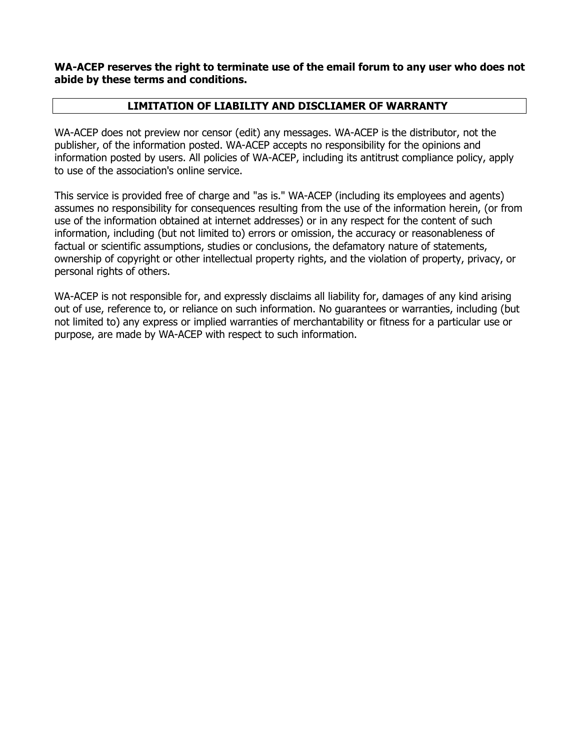**WA-ACEP reserves the right to terminate use of the email forum to any user who does not abide by these terms and conditions.**

## LIMITATION OF LIABILITY AND DISCLIAMER OF WARRANTY

WA-ACEP does not preview nor censor (edit) any messages. WA-ACEP is the distributor, not the publisher, of the information posted. WA-ACEP accepts no responsibility for the opinions and information posted by users. All policies of WA-ACEP, including its antitrust compliance policy, apply to use of the association's online service.

This service is provided free of charge and "as is." WA-ACEP (including its employees and agents) assumes no responsibility for consequences resulting from the use of the information herein, (or from use of the information obtained at internet addresses) or in any respect for the content of such information, including (but not limited to) errors or omission, the accuracy or reasonableness of factual or scientific assumptions, studies or conclusions, the defamatory nature of statements, ownership of copyright or other intellectual property rights, and the violation of property, privacy, or personal rights of others.

WA-ACEP is not responsible for, and expressly disclaims all liability for, damages of any kind arising out of use, reference to, or reliance on such information. No guarantees or warranties, including (but not limited to) any express or implied warranties of merchantability or fitness for a particular use or purpose, are made by WA-ACEP with respect to such information.